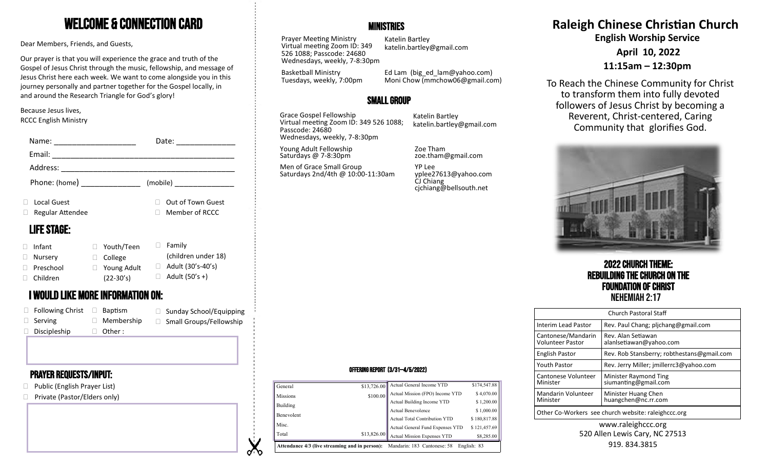# WELCOME & CONNECTION CARD

Dear Members, Friends, and Guests,

Our prayer is that you will experience the grace and truth of the Gospel of Jesus Christ through the music, fellowship, and message of Jesus Christ here each week. We want to come alongside you in this journey personally and partner together for the Gospel locally, in and around the Research Triangle for God's glory!

Because Jesus lives,
RCCC English Ministry

Name: ____________________ Date: ______________

Email: ____________________________________________

Address: __________________________________________

Phone: (home) ______________ (mobile) ______________

- Local Guest
- Out of Town Guest
- Regular Attendee
- Member of RCCC

## LIFE STAGE:

- Infant
- Nursery
- Preschool
- Children
- Youth/Teen
- College
- Young Adult (22-30's)
- Family (children under 18)
- Adult (30's-40's)
- Adult (50's +)

## I WOULD LIKE MORE INFORMATION ON:

- Following Christ
- Serving
- Discipleship
- Baptism
- Membership
- Other :
- Sunday School/Equipping
- Small Groups/Fellowship

## PRAYER REQUESTS/INPUT:

- Public (English Prayer List)
- Private (Pastor/Elders only)

## MINISTRIES

| | |
|---|---|
| Prayer Meeting Ministry<br>Virtual meeting Zoom ID: 349 526 1088; Passcode: 24680<br>Wednesdays, weekly, 7-8:30pm | Katelin Bartley<br>katelin.bartley@gmail.com |
| Basketball Ministry<br>Tuesdays, weekly, 7:00pm | Ed Lam (big_ed_lam@yahoo.com)<br>Moni Chow (mmchow06@gmail.com) |

## SMALL GROUP

| | |
|---|---|
| Grace Gospel Fellowship<br>Virtual meeting Zoom ID: 349 526 1088; Passcode: 24680<br>Wednesdays, weekly, 7-8:30pm | Katelin Bartley<br>katelin.bartley@gmail.com |
| Young Adult Fellowship<br>Saturdays @ 7-8:30pm | Zoe Tham<br>zoe.tham@gmail.com |
| Men of Grace Small Group<br>Saturdays 2nd/4th @ 10:00-11:30am | YP Lee<br>yplee27613@yahoo.com<br>CJ Chiang<br>cjchiang@bellsouth.net |

### OFFERING REPORT (3/31—4/5/2022)

| | | | |
|---|---|---|---|
| General | $13,726.00 | Actual General Income YTD | $174,547.88 |
| Missions | $100.00 | Actual Mission (FPO) Income YTD | $ 4,070.00 |
| Building | | Actual Building Income YTD | $ 1,200.00 |
| Benevolent | | Actual Benevolence | $ 1,000.00 |
| Misc. | | Actual Total Contribution YTD | $ 180,817.88 |
| | | Actual General Fund Expenses YTD | $ 121,457.69 |
| Total | $13,826.00 | Actual Mission Expenses YTD | $8,285.00 |

**Attendance 4/3 (live streaming and in person):** Mandarin: 183 Cantonese: 58 English: 83

# Raleigh Chinese Christian Church

**English Worship Service**

**April 10, 2022**

**11:15am – 12:30pm**

To Reach the Chinese Community for Christ to transform them into fully devoted followers of Jesus Christ by becoming a Reverent, Christ-centered, Caring Community that glorifies God.

## 2022 CHURCH THEME: REBUILDING THE CHURCH ON THE FOUNDATION OF CHRIST

## NEHEMIAH 2:17

| Church Pastoral Staff | |
|---|---|
| Interim Lead Pastor | Rev. Paul Chang; pljchang@gmail.com |
| Cantonese/Mandarin Volunteer Pastor | Rev. Alan Setiawan alanlsetiawan@yahoo.com |
| English Pastor | Rev. Rob Stansberry; robthestans@gmail.com |
| Youth Pastor | Rev. Jerry Miller; jmillerrc3@yahoo.com |
| Cantonese Volunteer Minister | Minister Raymond Ting siumanting@gmail.com |
| Mandarin Volunteer Minister | Minister Huang Chen huangchen@nc.rr.com |
| Other Co-Workers see church website: raleighccc.org | |

www.raleighccc.org
520 Allen Lewis Cary, NC 27513
919. 834.3815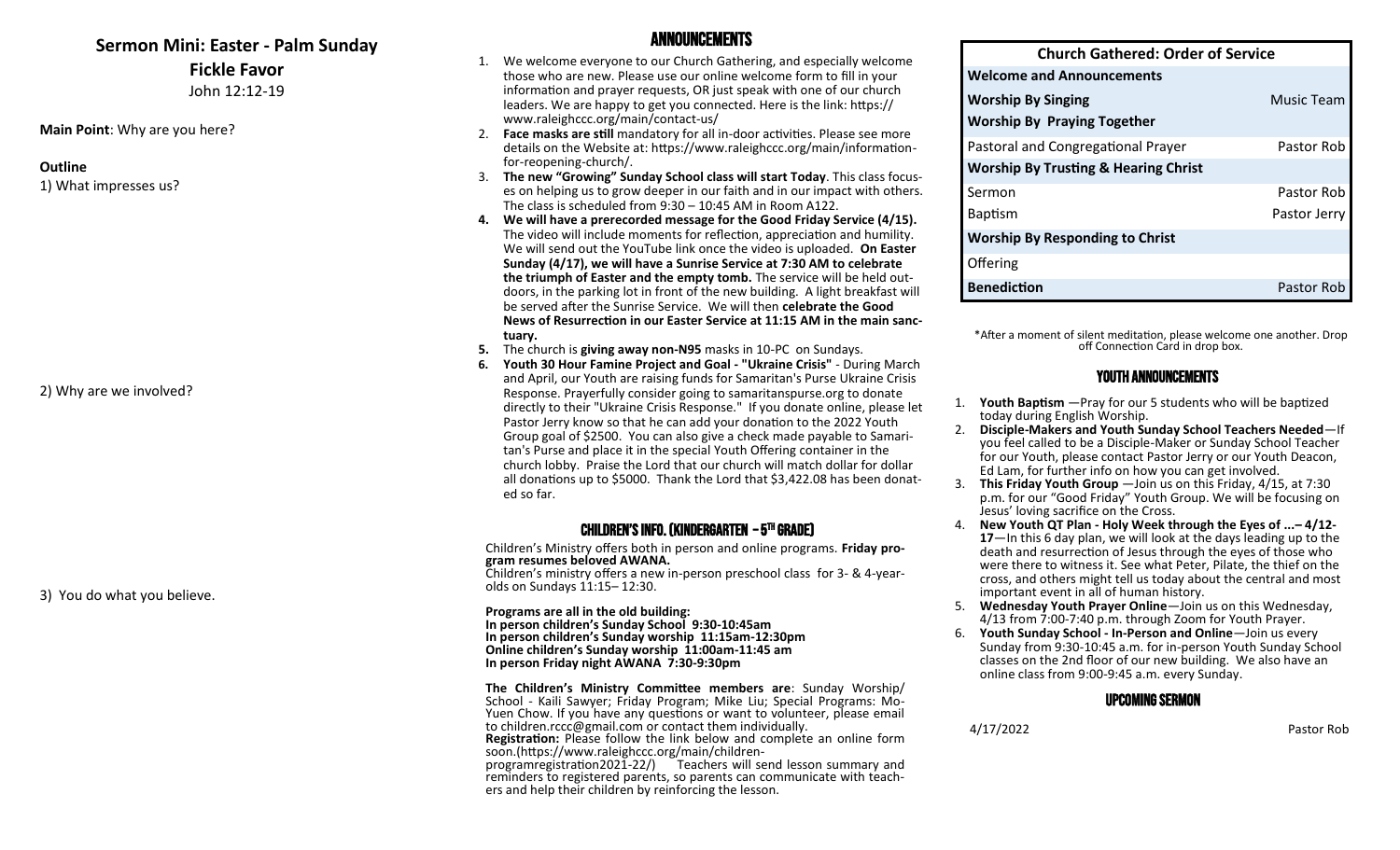## Sermon Mini: Easter - Palm Sunday

### Fickle Favor

John 12:12-19

**Main Point**: Why are you here?

**Outline**

1) What impresses us?

2) Why are we involved?

3) You do what you believe.

## ANNOUNCEMENTS

1. We welcome everyone to our Church Gathering, and especially welcome those who are new. Please use our online welcome form to fill in your information and prayer requests, OR just speak with one of our church leaders. We are happy to get you connected. Here is the link: https://www.raleighccc.org/main/contact-us/
2. **Face masks are still** mandatory for all in-door activities. Please see more details on the Website at: https://www.raleighccc.org/main/information-for-reopening-church/.
3. **The new "Growing" Sunday School class will start Today**. This class focuses on helping us to grow deeper in our faith and in our impact with others. The class is scheduled from 9:30 – 10:45 AM in Room A122.
4. **We will have a prerecorded message for the Good Friday Service (4/15).** The video will include moments for reflection, appreciation and humility. We will send out the YouTube link once the video is uploaded. **On Easter Sunday (4/17), we will have a Sunrise Service at 7:30 AM to celebrate the triumph of Easter and the empty tomb.** The service will be held outdoors, in the parking lot in front of the new building. A light breakfast will be served after the Sunrise Service. We will then **celebrate the Good News of Resurrection in our Easter Service at 11:15 AM in the main sanctuary.**
5. The church is **giving away non-N95** masks in 10-PC on Sundays.
6. **Youth 30 Hour Famine Project and Goal - "Ukraine Crisis"** - During March and April, our Youth are raising funds for Samaritan's Purse Ukraine Crisis Response. Prayerfully consider going to samaritanspurse.org to donate directly to their "Ukraine Crisis Response." If you donate online, please let Pastor Jerry know so that he can add your donation to the 2022 Youth Group goal of $2500. You can also give a check made payable to Samaritan's Purse and place it in the special Youth Offering container in the church lobby. Praise the Lord that our church will match dollar for dollar all donations up to $5000. Thank the Lord that $3,422.08 has been donated so far.

## CHILDREN'S INFO. (KINDERGARTEN – 5TH GRADE)

Children's Ministry offers both in person and online programs. **Friday program resumes beloved AWANA.**

Children's ministry offers a new in-person preschool class for 3- & 4-year-olds on Sundays 11:15– 12:30.

**Programs are all in the old building:**
**In person children's Sunday School 9:30-10:45am**
**In person children's Sunday worship 11:15am-12:30pm**
**Online children's Sunday worship 11:00am-11:45 am**
**In person Friday night AWANA 7:30-9:30pm**

**The Children's Ministry Committee members are**: Sunday Worship/School - Kaili Sawyer; Friday Program; Mike Liu; Special Programs: Mo-Yuen Chow. If you have any questions or want to volunteer, please email to children.rccc@gmail.com or contact them individually.

**Registration:** Please follow the link below and complete an online form soon.(https://www.raleighccc.org/main/children-programregistration2021-22/) Teachers will send lesson summary and reminders to registered parents, so parents can communicate with teachers and help their children by reinforcing the lesson.

| Church Gathered: Order of Service | |
|---|---|
| **Welcome and Announcements** | |
| **Worship By Singing** | Music Team |
| **Worship By Praying Together** | |
| Pastoral and Congregational Prayer | Pastor Rob |
| **Worship By Trusting & Hearing Christ** | |
| Sermon | Pastor Rob |
| Baptism | Pastor Jerry |
| **Worship By Responding to Christ** | |
| Offering | |
| **Benediction** | Pastor Rob |

*After a moment of silent meditation, please welcome one another. Drop off Connection Card in drop box.

## YOUTH ANNOUNCEMENTS

1. **Youth Baptism** —Pray for our 5 students who will be baptized today during English Worship.
2. **Disciple-Makers and Youth Sunday School Teachers Needed**—If you feel called to be a Disciple-Maker or Sunday School Teacher for our Youth, please contact Pastor Jerry or our Youth Deacon, Ed Lam, for further info on how you can get involved.
3. **This Friday Youth Group** —Join us on this Friday, 4/15, at 7:30 p.m. for our "Good Friday" Youth Group. We will be focusing on Jesus' loving sacrifice on the Cross.
4. **New Youth QT Plan - Holy Week through the Eyes of ...– 4/12-17**—In this 6 day plan, we will look at the days leading up to the death and resurrection of Jesus through the eyes of those who were there to witness it. See what Peter, Pilate, the thief on the cross, and others might tell us today about the central and most important event in all of human history.
5. **Wednesday Youth Prayer Online**—Join us on this Wednesday, 4/13 from 7:00-7:40 p.m. through Zoom for Youth Prayer.
6. **Youth Sunday School - In-Person and Online**—Join us every Sunday from 9:30-10:45 a.m. for in-person Youth Sunday School classes on the 2nd floor of our new building. We also have an online class from 9:00-9:45 a.m. every Sunday.

## UPCOMING SERMON

4/17/2022 Pastor Rob